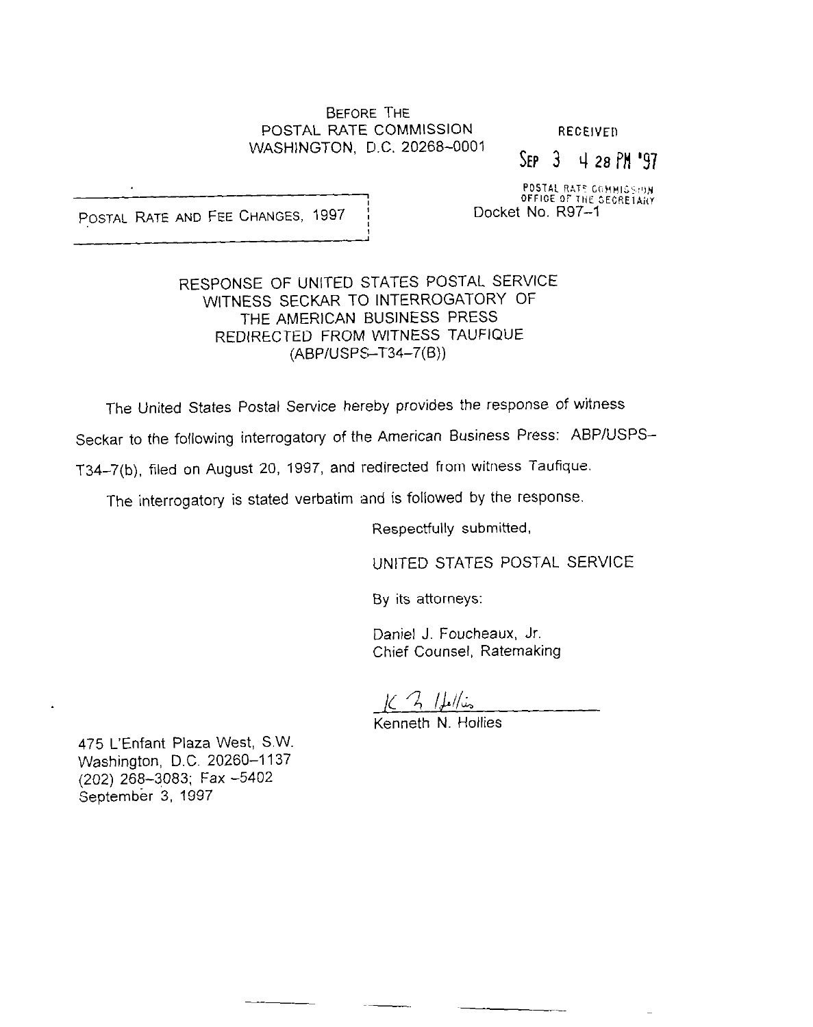BEFORE THE
POSTAL RATE COMMISSION
WASHINGTON, D.C. 20268-0001

RECEIVED

SEP 3 4 28 PM '97

POSTAL RATE COMMISSION
OFFICE OF THE SECRETARY

POSTAL RATE AND FEE CHANGES, 1997

Docket No. R97-1

RESPONSE OF UNITED STATES POSTAL SERVICE
WITNESS SECKAR TO INTERROGATORY OF
THE AMERICAN BUSINESS PRESS
REDIRECTED FROM WITNESS TAUFIQUE
(ABP/USPS-T34-7(B))

The United States Postal Service hereby provides the response of witness Seckar to the following interrogatory of the American Business Press: ABP/USPS-T34-7(b), filed on August 20, 1997, and redirected from witness Taufique.

The interrogatory is stated verbatim and is followed by the response.

Respectfully submitted,

UNITED STATES POSTAL SERVICE

By its attorneys:

Daniel J. Foucheaux, Jr.
Chief Counsel, Ratemaking

Kenneth N. Hollies

475 L'Enfant Plaza West, S.W.
Washington, D.C. 20260-1137
(202) 268-3083; Fax -5402
September 3, 1997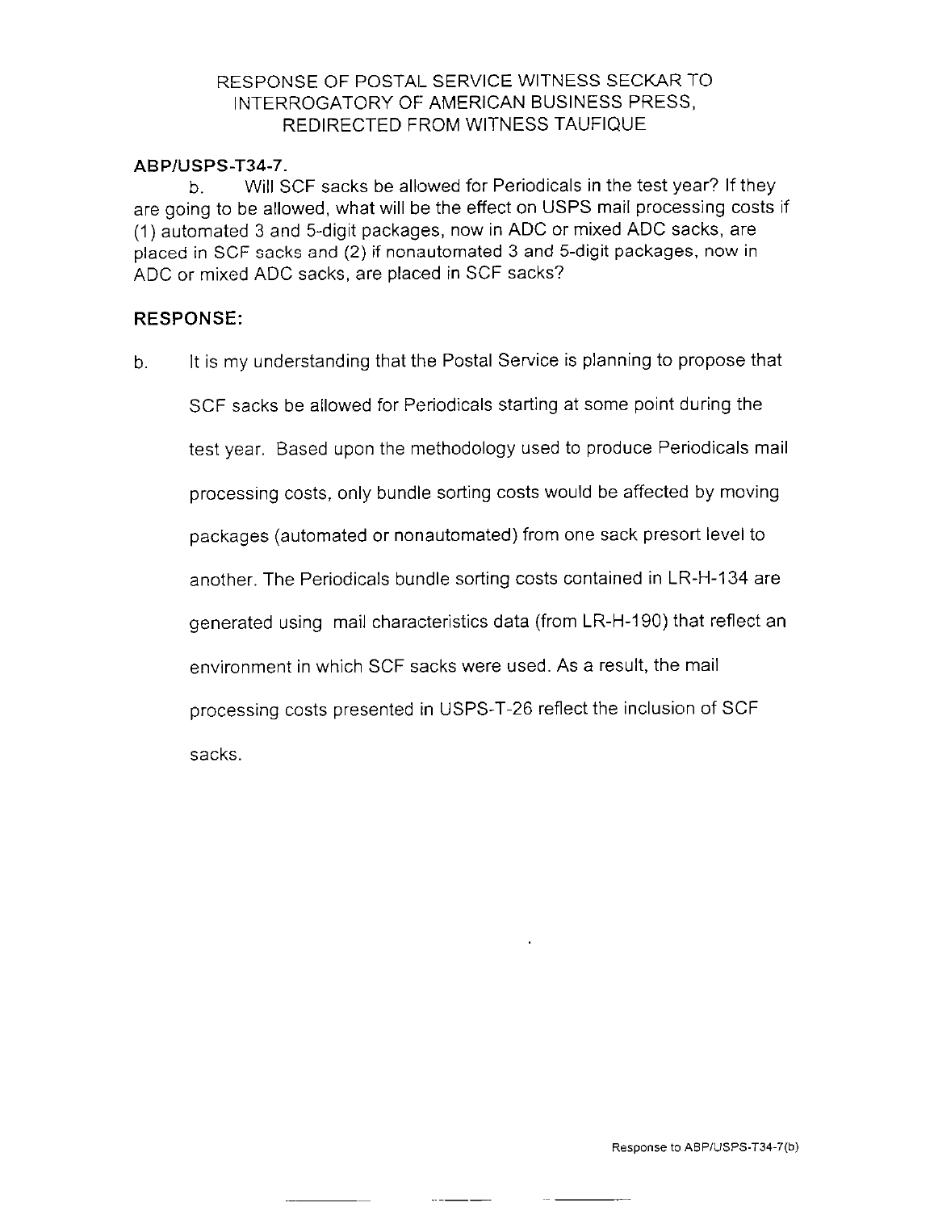# RESPONSE OF POSTAL SERVICE WITNESS SECKAR TO INTERROGATORY OF AMERICAN BUSINESS PRESS, REDIRECTED FROM WITNESS TAUFIQUE

**ABP/USPS-T34-7.**

b. Will SCF sacks be allowed for Periodicals in the test year? If they are going to be allowed, what will be the effect on USPS mail processing costs if (1) automated 3 and 5-digit packages, now in ADC or mixed ADC sacks, are placed in SCF sacks and (2) if nonautomated 3 and 5-digit packages, now in ADC or mixed ADC sacks, are placed in SCF sacks?

**RESPONSE:**

b. It is my understanding that the Postal Service is planning to propose that SCF sacks be allowed for Periodicals starting at some point during the test year. Based upon the methodology used to produce Periodicals mail processing costs, only bundle sorting costs would be affected by moving packages (automated or nonautomated) from one sack presort level to another. The Periodicals bundle sorting costs contained in LR-H-134 are generated using mail characteristics data (from LR-H-190) that reflect an environment in which SCF sacks were used. As a result, the mail processing costs presented in USPS-T-26 reflect the inclusion of SCF sacks.

Response to ABP/USPS-T34-7(b)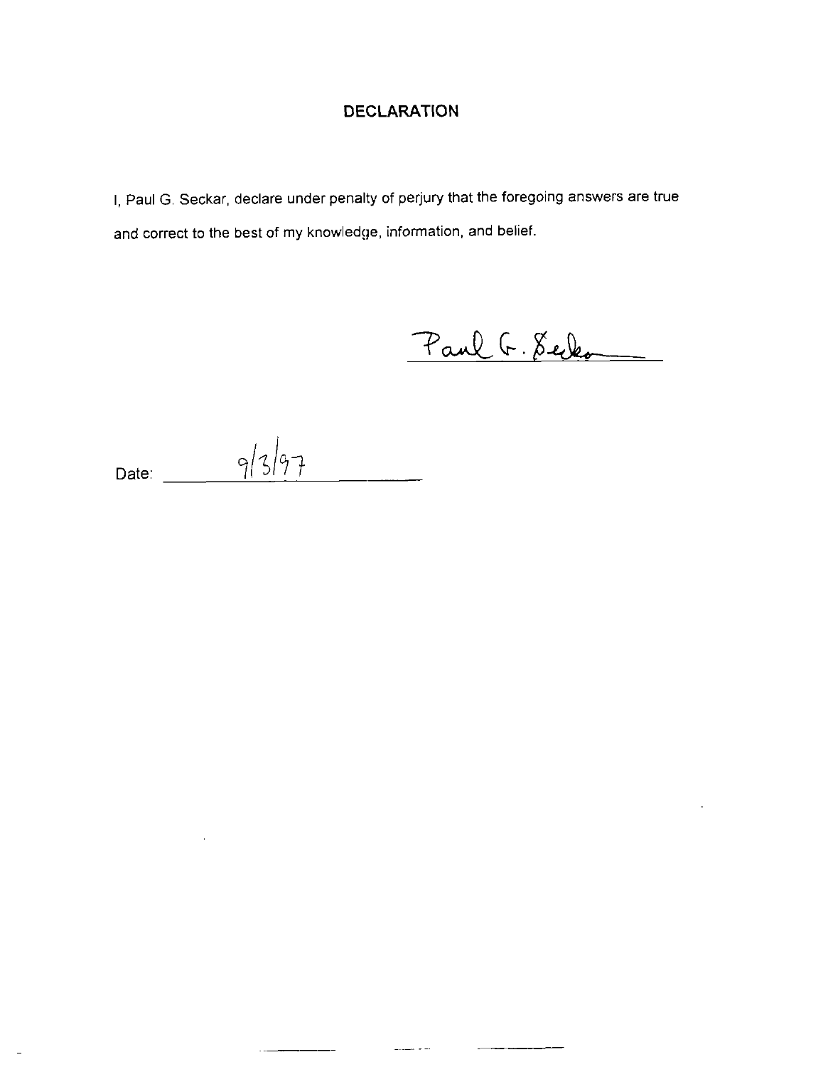## DECLARATION

I, Paul G. Seckar, declare under penalty of perjury that the foregoing answers are true and correct to the best of my knowledge, information, and belief.

Paul G. Seckar

Date: 9/3/97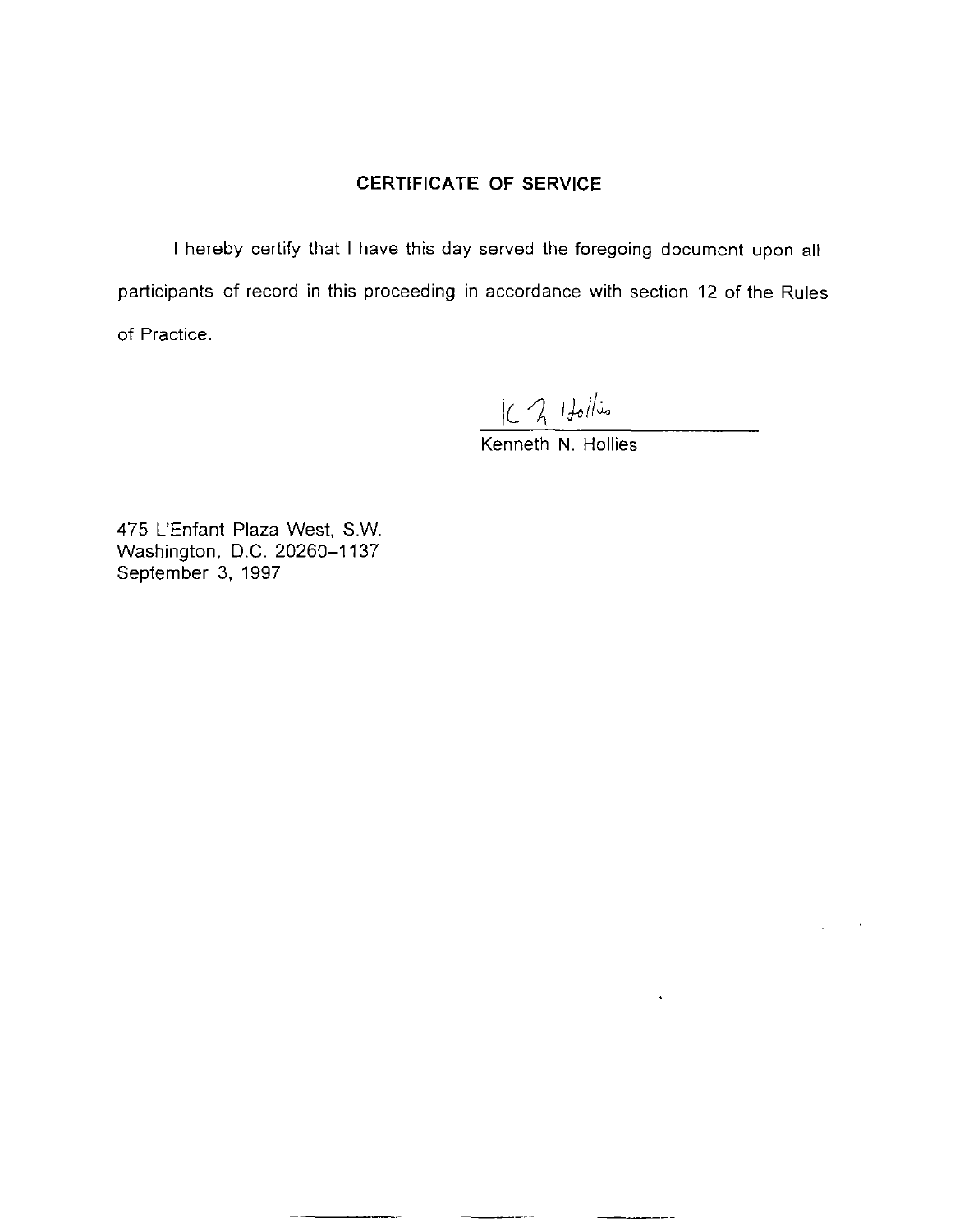## CERTIFICATE OF SERVICE

I hereby certify that I have this day served the foregoing document upon all participants of record in this proceeding in accordance with section 12 of the Rules of Practice.

Kenneth N. Hollies

475 L'Enfant Plaza West, S.W.
Washington, D.C. 20260-1137
September 3, 1997